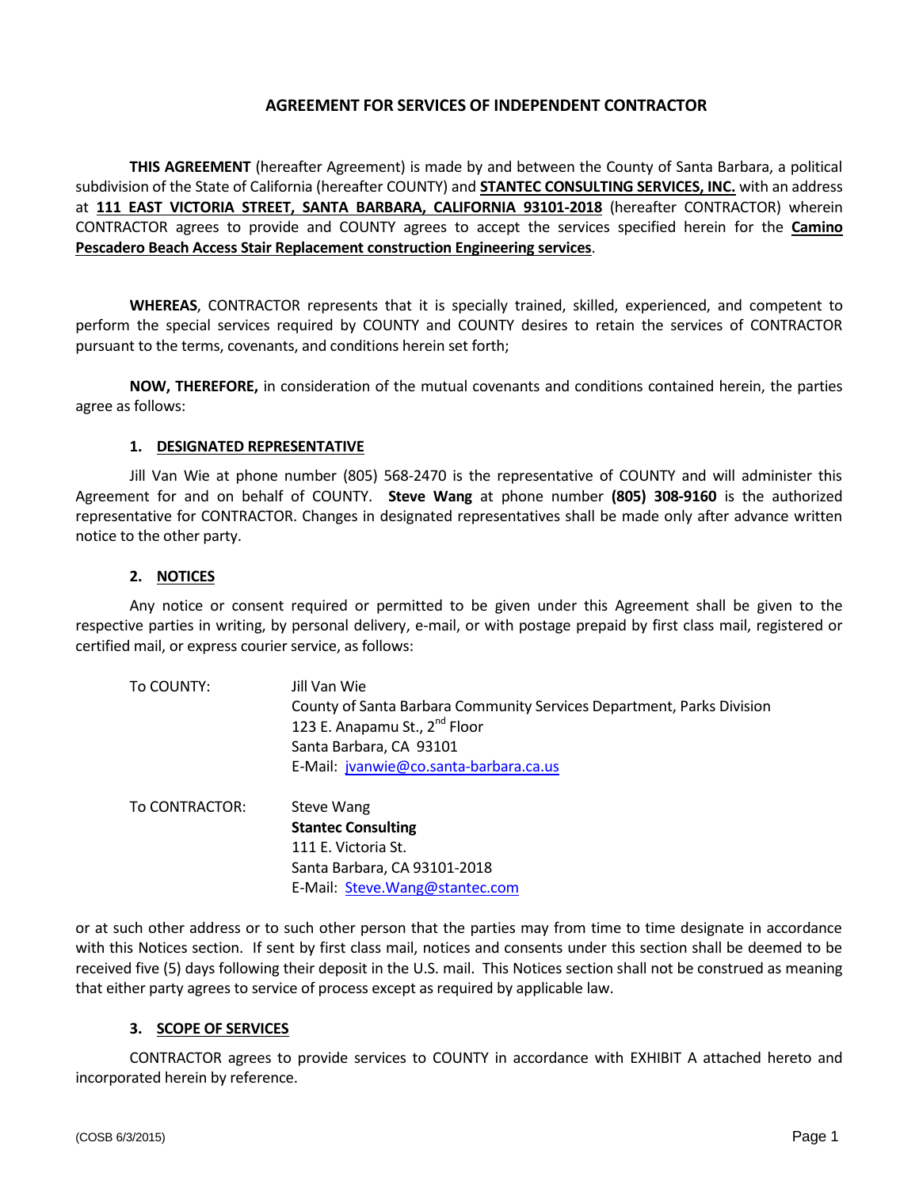# AGREEMENT FOR SERVICES OF INDEPENDENT CONTRACTOR

**THIS AGREEMENT** (hereafter Agreement) is made by and between the County of Santa Barbara, a political subdivision of the State of California (hereafter COUNTY) and **STANTEC CONSULTING SERVICES, INC.** with an address at **111 EAST VICTORIA STREET, SANTA BARBARA, CALIFORNIA 93101-2018** (hereafter CONTRACTOR) wherein CONTRACTOR agrees to provide and COUNTY agrees to accept the services specified herein for the **Camino Pescadero Beach Access Stair Replacement construction Engineering services**.

**WHEREAS**, CONTRACTOR represents that it is specially trained, skilled, experienced, and competent to perform the special services required by COUNTY and COUNTY desires to retain the services of CONTRACTOR pursuant to the terms, covenants, and conditions herein set forth;

**NOW, THEREFORE,** in consideration of the mutual covenants and conditions contained herein, the parties agree as follows:

## 1. DESIGNATED REPRESENTATIVE

Jill Van Wie at phone number (805) 568-2470 is the representative of COUNTY and will administer this Agreement for and on behalf of COUNTY. **Steve Wang** at phone number **(805) 308-9160** is the authorized representative for CONTRACTOR. Changes in designated representatives shall be made only after advance written notice to the other party.

## 2. NOTICES

Any notice or consent required or permitted to be given under this Agreement shall be given to the respective parties in writing, by personal delivery, e-mail, or with postage prepaid by first class mail, registered or certified mail, or express courier service, as follows:

To COUNTY:
Jill Van Wie
County of Santa Barbara Community Services Department, Parks Division
123 E. Anapamu St., 2nd Floor
Santa Barbara, CA 93101
E-Mail: jvanwie@co.santa-barbara.ca.us

To CONTRACTOR:
Steve Wang
**Stantec Consulting**
111 E. Victoria St.
Santa Barbara, CA 93101-2018
E-Mail: Steve.Wang@stantec.com

or at such other address or to such other person that the parties may from time to time designate in accordance with this Notices section. If sent by first class mail, notices and consents under this section shall be deemed to be received five (5) days following their deposit in the U.S. mail. This Notices section shall not be construed as meaning that either party agrees to service of process except as required by applicable law.

## 3. SCOPE OF SERVICES

CONTRACTOR agrees to provide services to COUNTY in accordance with EXHIBIT A attached hereto and incorporated herein by reference.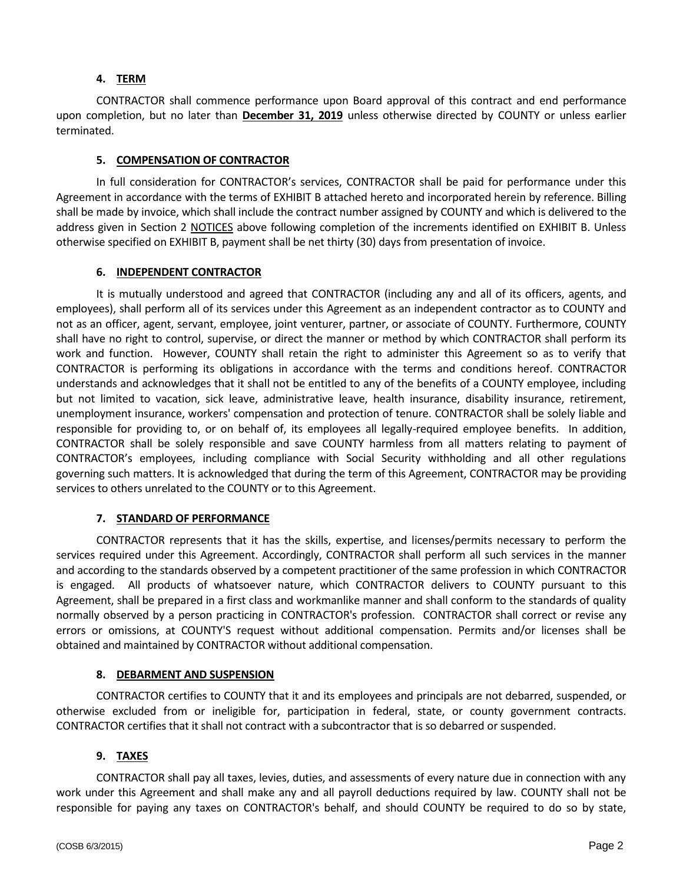### 4. TERM

CONTRACTOR shall commence performance upon Board approval of this contract and end performance upon completion, but no later than **December 31, 2019** unless otherwise directed by COUNTY or unless earlier terminated.

### 5. COMPENSATION OF CONTRACTOR

In full consideration for CONTRACTOR's services, CONTRACTOR shall be paid for performance under this Agreement in accordance with the terms of EXHIBIT B attached hereto and incorporated herein by reference. Billing shall be made by invoice, which shall include the contract number assigned by COUNTY and which is delivered to the address given in Section 2 NOTICES above following completion of the increments identified on EXHIBIT B. Unless otherwise specified on EXHIBIT B, payment shall be net thirty (30) days from presentation of invoice.

### 6. INDEPENDENT CONTRACTOR

It is mutually understood and agreed that CONTRACTOR (including any and all of its officers, agents, and employees), shall perform all of its services under this Agreement as an independent contractor as to COUNTY and not as an officer, agent, servant, employee, joint venturer, partner, or associate of COUNTY. Furthermore, COUNTY shall have no right to control, supervise, or direct the manner or method by which CONTRACTOR shall perform its work and function. However, COUNTY shall retain the right to administer this Agreement so as to verify that CONTRACTOR is performing its obligations in accordance with the terms and conditions hereof. CONTRACTOR understands and acknowledges that it shall not be entitled to any of the benefits of a COUNTY employee, including but not limited to vacation, sick leave, administrative leave, health insurance, disability insurance, retirement, unemployment insurance, workers' compensation and protection of tenure. CONTRACTOR shall be solely liable and responsible for providing to, or on behalf of, its employees all legally-required employee benefits. In addition, CONTRACTOR shall be solely responsible and save COUNTY harmless from all matters relating to payment of CONTRACTOR's employees, including compliance with Social Security withholding and all other regulations governing such matters. It is acknowledged that during the term of this Agreement, CONTRACTOR may be providing services to others unrelated to the COUNTY or to this Agreement.

### 7. STANDARD OF PERFORMANCE

CONTRACTOR represents that it has the skills, expertise, and licenses/permits necessary to perform the services required under this Agreement. Accordingly, CONTRACTOR shall perform all such services in the manner and according to the standards observed by a competent practitioner of the same profession in which CONTRACTOR is engaged. All products of whatsoever nature, which CONTRACTOR delivers to COUNTY pursuant to this Agreement, shall be prepared in a first class and workmanlike manner and shall conform to the standards of quality normally observed by a person practicing in CONTRACTOR's profession. CONTRACTOR shall correct or revise any errors or omissions, at COUNTY'S request without additional compensation. Permits and/or licenses shall be obtained and maintained by CONTRACTOR without additional compensation.

### 8. DEBARMENT AND SUSPENSION

CONTRACTOR certifies to COUNTY that it and its employees and principals are not debarred, suspended, or otherwise excluded from or ineligible for, participation in federal, state, or county government contracts. CONTRACTOR certifies that it shall not contract with a subcontractor that is so debarred or suspended.

### 9. TAXES

CONTRACTOR shall pay all taxes, levies, duties, and assessments of every nature due in connection with any work under this Agreement and shall make any and all payroll deductions required by law. COUNTY shall not be responsible for paying any taxes on CONTRACTOR's behalf, and should COUNTY be required to do so by state,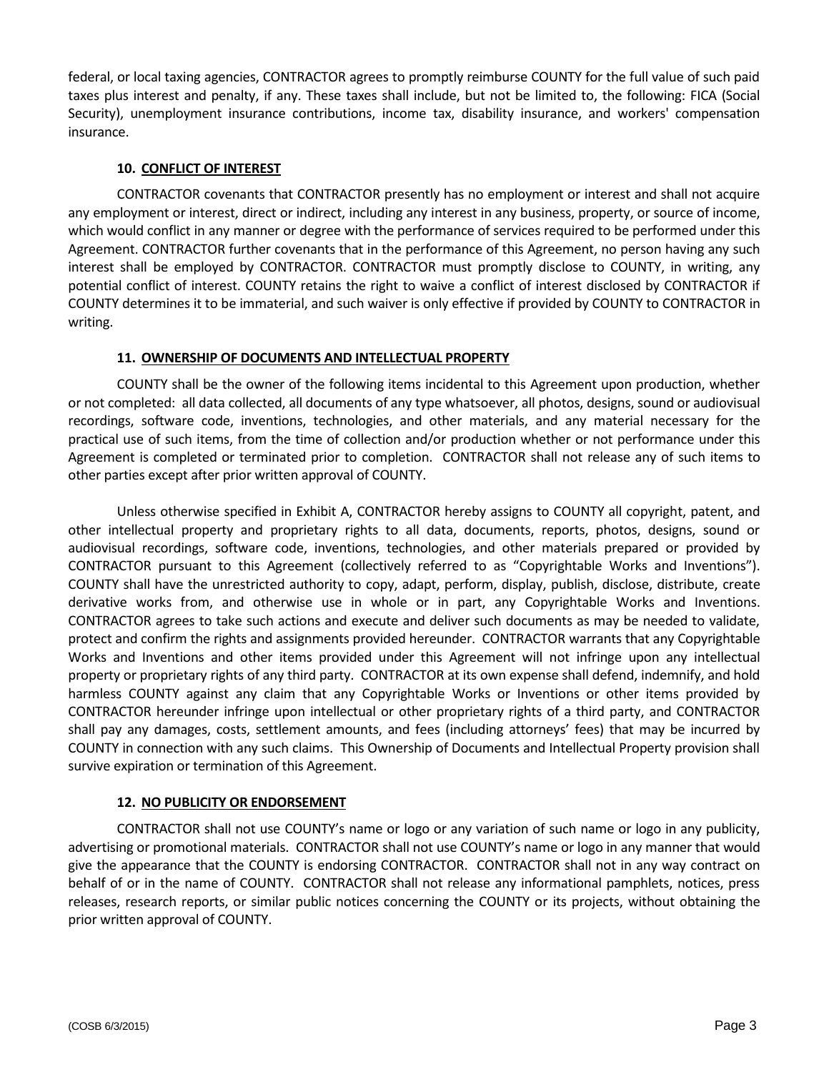federal, or local taxing agencies, CONTRACTOR agrees to promptly reimburse COUNTY for the full value of such paid taxes plus interest and penalty, if any. These taxes shall include, but not be limited to, the following: FICA (Social Security), unemployment insurance contributions, income tax, disability insurance, and workers' compensation insurance.

**10. CONFLICT OF INTEREST**

CONTRACTOR covenants that CONTRACTOR presently has no employment or interest and shall not acquire any employment or interest, direct or indirect, including any interest in any business, property, or source of income, which would conflict in any manner or degree with the performance of services required to be performed under this Agreement. CONTRACTOR further covenants that in the performance of this Agreement, no person having any such interest shall be employed by CONTRACTOR. CONTRACTOR must promptly disclose to COUNTY, in writing, any potential conflict of interest. COUNTY retains the right to waive a conflict of interest disclosed by CONTRACTOR if COUNTY determines it to be immaterial, and such waiver is only effective if provided by COUNTY to CONTRACTOR in writing.

**11. OWNERSHIP OF DOCUMENTS AND INTELLECTUAL PROPERTY**

COUNTY shall be the owner of the following items incidental to this Agreement upon production, whether or not completed: all data collected, all documents of any type whatsoever, all photos, designs, sound or audiovisual recordings, software code, inventions, technologies, and other materials, and any material necessary for the practical use of such items, from the time of collection and/or production whether or not performance under this Agreement is completed or terminated prior to completion. CONTRACTOR shall not release any of such items to other parties except after prior written approval of COUNTY.

Unless otherwise specified in Exhibit A, CONTRACTOR hereby assigns to COUNTY all copyright, patent, and other intellectual property and proprietary rights to all data, documents, reports, photos, designs, sound or audiovisual recordings, software code, inventions, technologies, and other materials prepared or provided by CONTRACTOR pursuant to this Agreement (collectively referred to as "Copyrightable Works and Inventions"). COUNTY shall have the unrestricted authority to copy, adapt, perform, display, publish, disclose, distribute, create derivative works from, and otherwise use in whole or in part, any Copyrightable Works and Inventions. CONTRACTOR agrees to take such actions and execute and deliver such documents as may be needed to validate, protect and confirm the rights and assignments provided hereunder. CONTRACTOR warrants that any Copyrightable Works and Inventions and other items provided under this Agreement will not infringe upon any intellectual property or proprietary rights of any third party. CONTRACTOR at its own expense shall defend, indemnify, and hold harmless COUNTY against any claim that any Copyrightable Works or Inventions or other items provided by CONTRACTOR hereunder infringe upon intellectual or other proprietary rights of a third party, and CONTRACTOR shall pay any damages, costs, settlement amounts, and fees (including attorneys' fees) that may be incurred by COUNTY in connection with any such claims. This Ownership of Documents and Intellectual Property provision shall survive expiration or termination of this Agreement.

**12. NO PUBLICITY OR ENDORSEMENT**

CONTRACTOR shall not use COUNTY's name or logo or any variation of such name or logo in any publicity, advertising or promotional materials. CONTRACTOR shall not use COUNTY's name or logo in any manner that would give the appearance that the COUNTY is endorsing CONTRACTOR. CONTRACTOR shall not in any way contract on behalf of or in the name of COUNTY. CONTRACTOR shall not release any informational pamphlets, notices, press releases, research reports, or similar public notices concerning the COUNTY or its projects, without obtaining the prior written approval of COUNTY.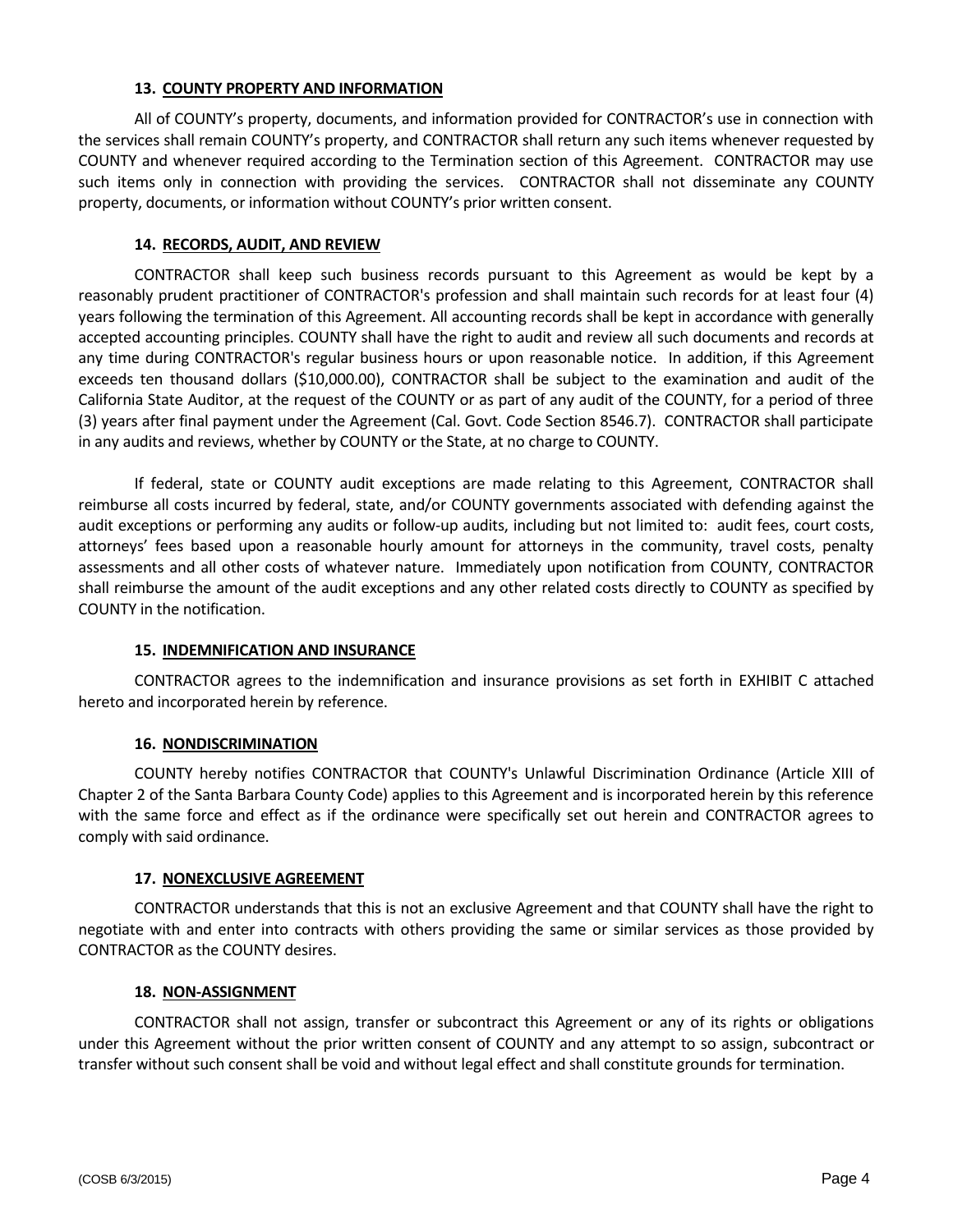### 13. COUNTY PROPERTY AND INFORMATION

All of COUNTY's property, documents, and information provided for CONTRACTOR's use in connection with the services shall remain COUNTY's property, and CONTRACTOR shall return any such items whenever requested by COUNTY and whenever required according to the Termination section of this Agreement. CONTRACTOR may use such items only in connection with providing the services. CONTRACTOR shall not disseminate any COUNTY property, documents, or information without COUNTY's prior written consent.

### 14. RECORDS, AUDIT, AND REVIEW

CONTRACTOR shall keep such business records pursuant to this Agreement as would be kept by a reasonably prudent practitioner of CONTRACTOR's profession and shall maintain such records for at least four (4) years following the termination of this Agreement. All accounting records shall be kept in accordance with generally accepted accounting principles. COUNTY shall have the right to audit and review all such documents and records at any time during CONTRACTOR's regular business hours or upon reasonable notice. In addition, if this Agreement exceeds ten thousand dollars ($10,000.00), CONTRACTOR shall be subject to the examination and audit of the California State Auditor, at the request of the COUNTY or as part of any audit of the COUNTY, for a period of three (3) years after final payment under the Agreement (Cal. Govt. Code Section 8546.7). CONTRACTOR shall participate in any audits and reviews, whether by COUNTY or the State, at no charge to COUNTY.

If federal, state or COUNTY audit exceptions are made relating to this Agreement, CONTRACTOR shall reimburse all costs incurred by federal, state, and/or COUNTY governments associated with defending against the audit exceptions or performing any audits or follow-up audits, including but not limited to: audit fees, court costs, attorneys' fees based upon a reasonable hourly amount for attorneys in the community, travel costs, penalty assessments and all other costs of whatever nature. Immediately upon notification from COUNTY, CONTRACTOR shall reimburse the amount of the audit exceptions and any other related costs directly to COUNTY as specified by COUNTY in the notification.

### 15. INDEMNIFICATION AND INSURANCE

CONTRACTOR agrees to the indemnification and insurance provisions as set forth in EXHIBIT C attached hereto and incorporated herein by reference.

### 16. NONDISCRIMINATION

COUNTY hereby notifies CONTRACTOR that COUNTY's Unlawful Discrimination Ordinance (Article XIII of Chapter 2 of the Santa Barbara County Code) applies to this Agreement and is incorporated herein by this reference with the same force and effect as if the ordinance were specifically set out herein and CONTRACTOR agrees to comply with said ordinance.

### 17. NONEXCLUSIVE AGREEMENT

CONTRACTOR understands that this is not an exclusive Agreement and that COUNTY shall have the right to negotiate with and enter into contracts with others providing the same or similar services as those provided by CONTRACTOR as the COUNTY desires.

### 18. NON-ASSIGNMENT

CONTRACTOR shall not assign, transfer or subcontract this Agreement or any of its rights or obligations under this Agreement without the prior written consent of COUNTY and any attempt to so assign, subcontract or transfer without such consent shall be void and without legal effect and shall constitute grounds for termination.

(COSB 6/3/2015)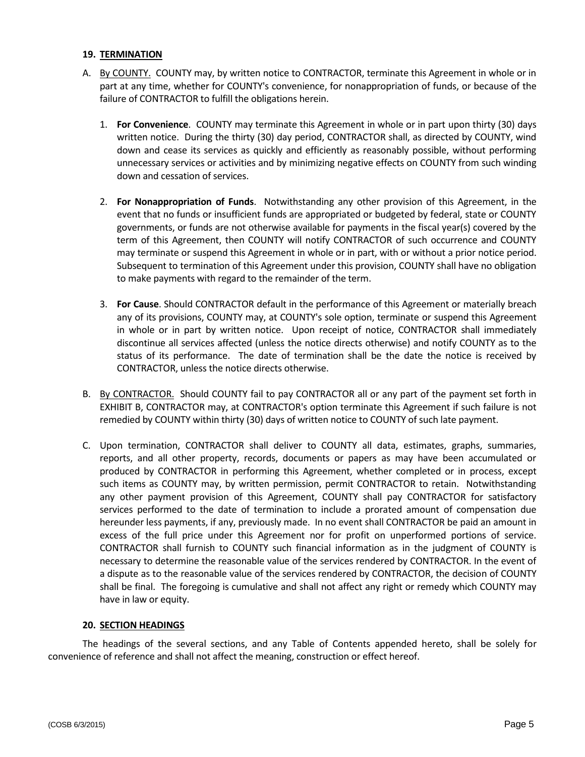## 19. TERMINATION

A. By COUNTY. COUNTY may, by written notice to CONTRACTOR, terminate this Agreement in whole or in part at any time, whether for COUNTY's convenience, for nonappropriation of funds, or because of the failure of CONTRACTOR to fulfill the obligations herein.

   1. **For Convenience**. COUNTY may terminate this Agreement in whole or in part upon thirty (30) days written notice. During the thirty (30) day period, CONTRACTOR shall, as directed by COUNTY, wind down and cease its services as quickly and efficiently as reasonably possible, without performing unnecessary services or activities and by minimizing negative effects on COUNTY from such winding down and cessation of services.

   2. **For Nonappropriation of Funds**. Notwithstanding any other provision of this Agreement, in the event that no funds or insufficient funds are appropriated or budgeted by federal, state or COUNTY governments, or funds are not otherwise available for payments in the fiscal year(s) covered by the term of this Agreement, then COUNTY will notify CONTRACTOR of such occurrence and COUNTY may terminate or suspend this Agreement in whole or in part, with or without a prior notice period. Subsequent to termination of this Agreement under this provision, COUNTY shall have no obligation to make payments with regard to the remainder of the term.

   3. **For Cause**. Should CONTRACTOR default in the performance of this Agreement or materially breach any of its provisions, COUNTY may, at COUNTY's sole option, terminate or suspend this Agreement in whole or in part by written notice. Upon receipt of notice, CONTRACTOR shall immediately discontinue all services affected (unless the notice directs otherwise) and notify COUNTY as to the status of its performance. The date of termination shall be the date the notice is received by CONTRACTOR, unless the notice directs otherwise.

B. By CONTRACTOR. Should COUNTY fail to pay CONTRACTOR all or any part of the payment set forth in EXHIBIT B, CONTRACTOR may, at CONTRACTOR's option terminate this Agreement if such failure is not remedied by COUNTY within thirty (30) days of written notice to COUNTY of such late payment.

C. Upon termination, CONTRACTOR shall deliver to COUNTY all data, estimates, graphs, summaries, reports, and all other property, records, documents or papers as may have been accumulated or produced by CONTRACTOR in performing this Agreement, whether completed or in process, except such items as COUNTY may, by written permission, permit CONTRACTOR to retain. Notwithstanding any other payment provision of this Agreement, COUNTY shall pay CONTRACTOR for satisfactory services performed to the date of termination to include a prorated amount of compensation due hereunder less payments, if any, previously made. In no event shall CONTRACTOR be paid an amount in excess of the full price under this Agreement nor for profit on unperformed portions of service. CONTRACTOR shall furnish to COUNTY such financial information as in the judgment of COUNTY is necessary to determine the reasonable value of the services rendered by CONTRACTOR. In the event of a dispute as to the reasonable value of the services rendered by CONTRACTOR, the decision of COUNTY shall be final. The foregoing is cumulative and shall not affect any right or remedy which COUNTY may have in law or equity.

## 20. SECTION HEADINGS

The headings of the several sections, and any Table of Contents appended hereto, shall be solely for convenience of reference and shall not affect the meaning, construction or effect hereof.

(COSB 6/3/2015)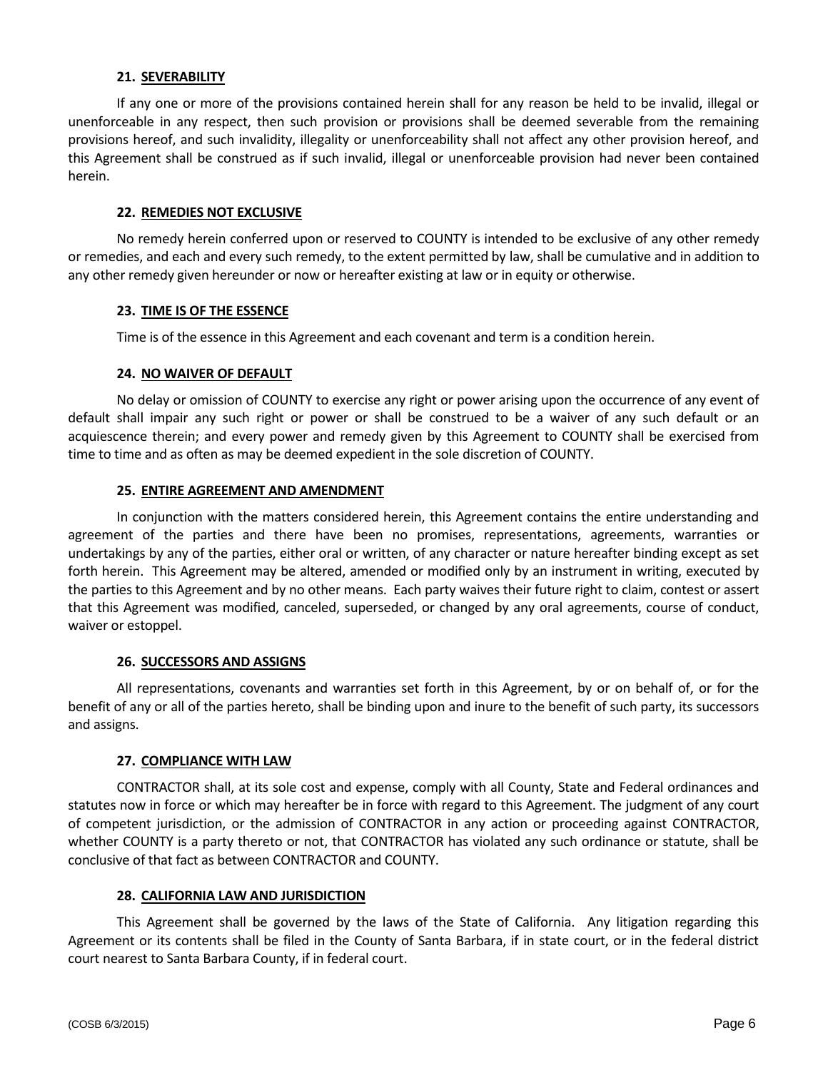### 21. SEVERABILITY

If any one or more of the provisions contained herein shall for any reason be held to be invalid, illegal or unenforceable in any respect, then such provision or provisions shall be deemed severable from the remaining provisions hereof, and such invalidity, illegality or unenforceability shall not affect any other provision hereof, and this Agreement shall be construed as if such invalid, illegal or unenforceable provision had never been contained herein.

### 22. REMEDIES NOT EXCLUSIVE

No remedy herein conferred upon or reserved to COUNTY is intended to be exclusive of any other remedy or remedies, and each and every such remedy, to the extent permitted by law, shall be cumulative and in addition to any other remedy given hereunder or now or hereafter existing at law or in equity or otherwise.

### 23. TIME IS OF THE ESSENCE

Time is of the essence in this Agreement and each covenant and term is a condition herein.

### 24. NO WAIVER OF DEFAULT

No delay or omission of COUNTY to exercise any right or power arising upon the occurrence of any event of default shall impair any such right or power or shall be construed to be a waiver of any such default or an acquiescence therein; and every power and remedy given by this Agreement to COUNTY shall be exercised from time to time and as often as may be deemed expedient in the sole discretion of COUNTY.

### 25. ENTIRE AGREEMENT AND AMENDMENT

In conjunction with the matters considered herein, this Agreement contains the entire understanding and agreement of the parties and there have been no promises, representations, agreements, warranties or undertakings by any of the parties, either oral or written, of any character or nature hereafter binding except as set forth herein. This Agreement may be altered, amended or modified only by an instrument in writing, executed by the parties to this Agreement and by no other means. Each party waives their future right to claim, contest or assert that this Agreement was modified, canceled, superseded, or changed by any oral agreements, course of conduct, waiver or estoppel.

### 26. SUCCESSORS AND ASSIGNS

All representations, covenants and warranties set forth in this Agreement, by or on behalf of, or for the benefit of any or all of the parties hereto, shall be binding upon and inure to the benefit of such party, its successors and assigns.

### 27. COMPLIANCE WITH LAW

CONTRACTOR shall, at its sole cost and expense, comply with all County, State and Federal ordinances and statutes now in force or which may hereafter be in force with regard to this Agreement. The judgment of any court of competent jurisdiction, or the admission of CONTRACTOR in any action or proceeding against CONTRACTOR, whether COUNTY is a party thereto or not, that CONTRACTOR has violated any such ordinance or statute, shall be conclusive of that fact as between CONTRACTOR and COUNTY.

### 28. CALIFORNIA LAW AND JURISDICTION

This Agreement shall be governed by the laws of the State of California. Any litigation regarding this Agreement or its contents shall be filed in the County of Santa Barbara, if in state court, or in the federal district court nearest to Santa Barbara County, if in federal court.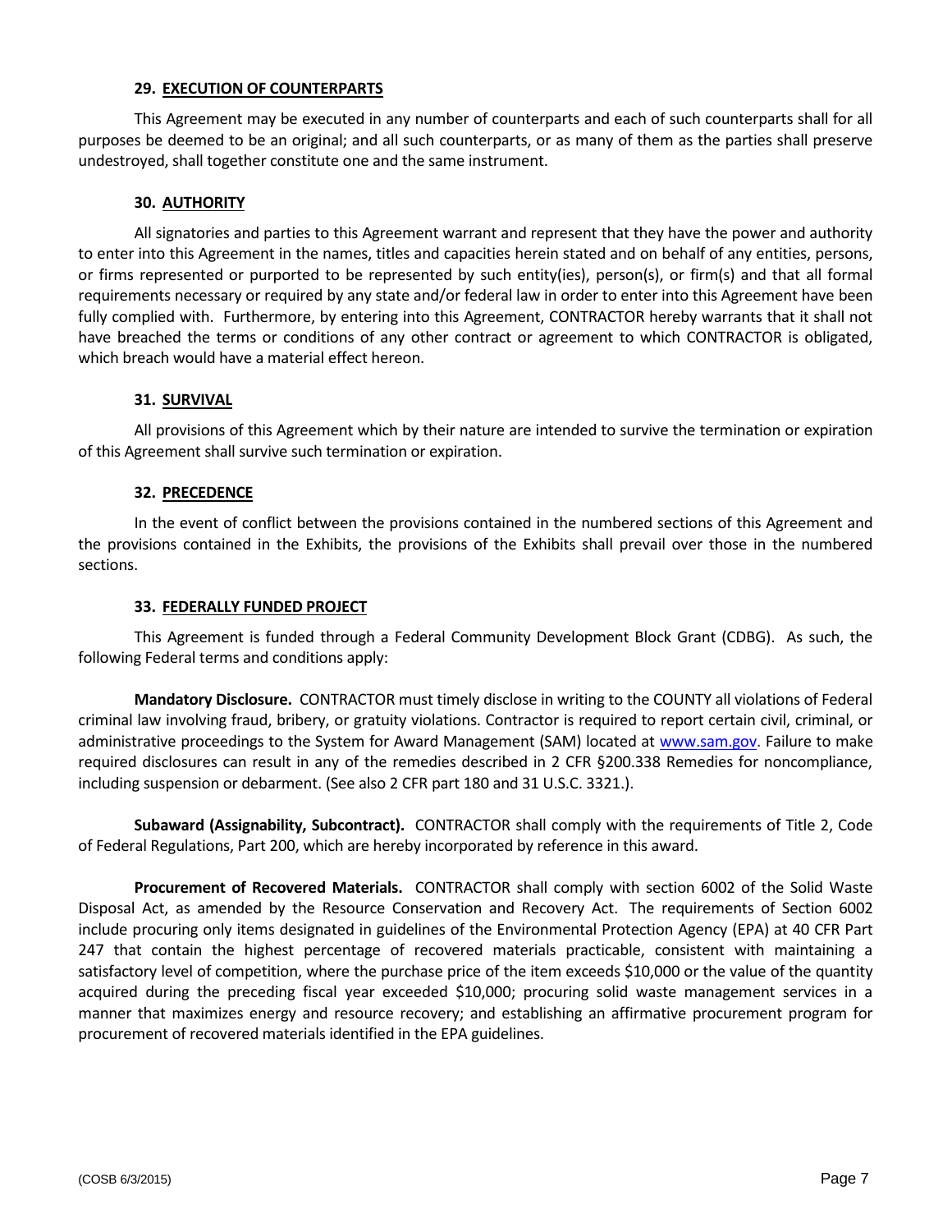### 29. EXECUTION OF COUNTERPARTS

This Agreement may be executed in any number of counterparts and each of such counterparts shall for all purposes be deemed to be an original; and all such counterparts, or as many of them as the parties shall preserve undestroyed, shall together constitute one and the same instrument.

### 30. AUTHORITY

All signatories and parties to this Agreement warrant and represent that they have the power and authority to enter into this Agreement in the names, titles and capacities herein stated and on behalf of any entities, persons, or firms represented or purported to be represented by such entity(ies), person(s), or firm(s) and that all formal requirements necessary or required by any state and/or federal law in order to enter into this Agreement have been fully complied with. Furthermore, by entering into this Agreement, CONTRACTOR hereby warrants that it shall not have breached the terms or conditions of any other contract or agreement to which CONTRACTOR is obligated, which breach would have a material effect hereon.

### 31. SURVIVAL

All provisions of this Agreement which by their nature are intended to survive the termination or expiration of this Agreement shall survive such termination or expiration.

### 32. PRECEDENCE

In the event of conflict between the provisions contained in the numbered sections of this Agreement and the provisions contained in the Exhibits, the provisions of the Exhibits shall prevail over those in the numbered sections.

### 33. FEDERALLY FUNDED PROJECT

This Agreement is funded through a Federal Community Development Block Grant (CDBG). As such, the following Federal terms and conditions apply:

**Mandatory Disclosure.** CONTRACTOR must timely disclose in writing to the COUNTY all violations of Federal criminal law involving fraud, bribery, or gratuity violations. Contractor is required to report certain civil, criminal, or administrative proceedings to the System for Award Management (SAM) located at www.sam.gov. Failure to make required disclosures can result in any of the remedies described in 2 CFR §200.338 Remedies for noncompliance, including suspension or debarment. (See also 2 CFR part 180 and 31 U.S.C. 3321.).

**Subaward (Assignability, Subcontract).** CONTRACTOR shall comply with the requirements of Title 2, Code of Federal Regulations, Part 200, which are hereby incorporated by reference in this award.

**Procurement of Recovered Materials.** CONTRACTOR shall comply with section 6002 of the Solid Waste Disposal Act, as amended by the Resource Conservation and Recovery Act. The requirements of Section 6002 include procuring only items designated in guidelines of the Environmental Protection Agency (EPA) at 40 CFR Part 247 that contain the highest percentage of recovered materials practicable, consistent with maintaining a satisfactory level of competition, where the purchase price of the item exceeds $10,000 or the value of the quantity acquired during the preceding fiscal year exceeded $10,000; procuring solid waste management services in a manner that maximizes energy and resource recovery; and establishing an affirmative procurement program for procurement of recovered materials identified in the EPA guidelines.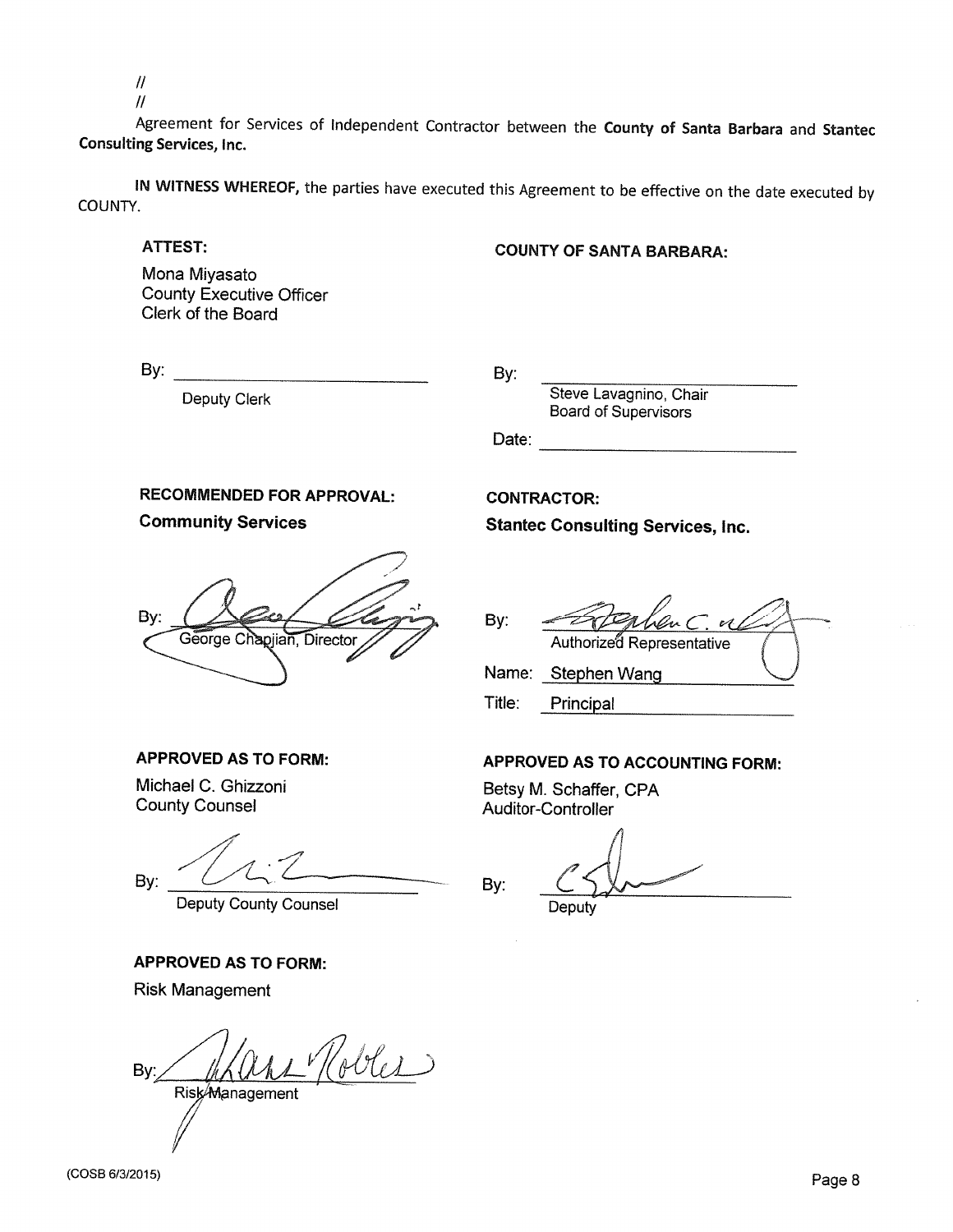//

//

Agreement for Services of Independent Contractor between the **County of Santa Barbara** and **Stantec Consulting Services, Inc.**

**IN WITNESS WHEREOF,** the parties have executed this Agreement to be effective on the date executed by COUNTY.

**ATTEST:**

Mona Miyasato
County Executive Officer
Clerk of the Board

By: ____________________
Deputy Clerk

**COUNTY OF SANTA BARBARA:**

By: ____________________
Steve Lavagnino, Chair
Board of Supervisors

Date: ____________________

**RECOMMENDED FOR APPROVAL:**

**Community Services**

By: ____________________
George Chapjian, Director

**CONTRACTOR:**

**Stantec Consulting Services, Inc.**

By: ____________________
Authorized Representative

Name: Stephen Wang

Title: Principal

**APPROVED AS TO FORM:**

Michael C. Ghizzoni
County Counsel

By: ____________________
Deputy County Counsel

**APPROVED AS TO ACCOUNTING FORM:**

Betsy M. Schaffer, CPA
Auditor-Controller

By: ____________________
Deputy

**APPROVED AS TO FORM:**

Risk Management

By: ____________________
Risk Management

(COSB 6/3/2015)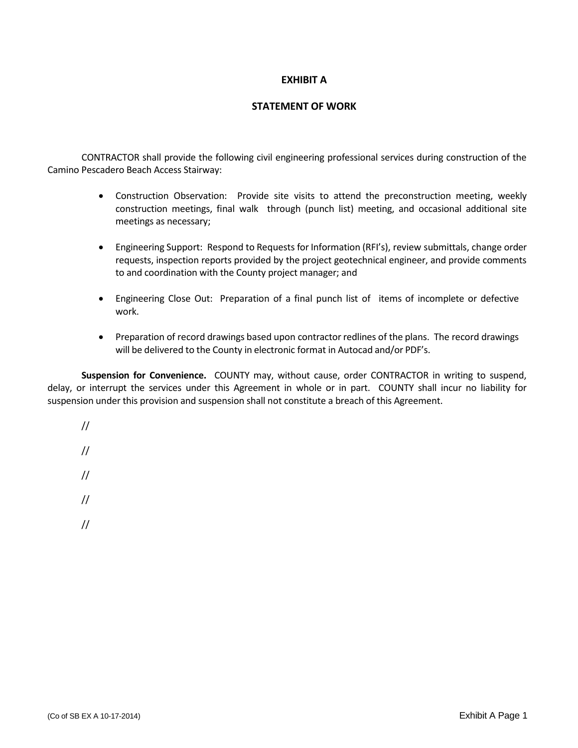# EXHIBIT A

## STATEMENT OF WORK

CONTRACTOR shall provide the following civil engineering professional services during construction of the Camino Pescadero Beach Access Stairway:

- Construction Observation: Provide site visits to attend the preconstruction meeting, weekly construction meetings, final walk through (punch list) meeting, and occasional additional site meetings as necessary;
- Engineering Support: Respond to Requests for Information (RFI's), review submittals, change order requests, inspection reports provided by the project geotechnical engineer, and provide comments to and coordination with the County project manager; and
- Engineering Close Out: Preparation of a final punch list of items of incomplete or defective work.
- Preparation of record drawings based upon contractor redlines of the plans. The record drawings will be delivered to the County in electronic format in Autocad and/or PDF's.

**Suspension for Convenience.** COUNTY may, without cause, order CONTRACTOR in writing to suspend, delay, or interrupt the services under this Agreement in whole or in part. COUNTY shall incur no liability for suspension under this provision and suspension shall not constitute a breach of this Agreement.

//

//

//

//

//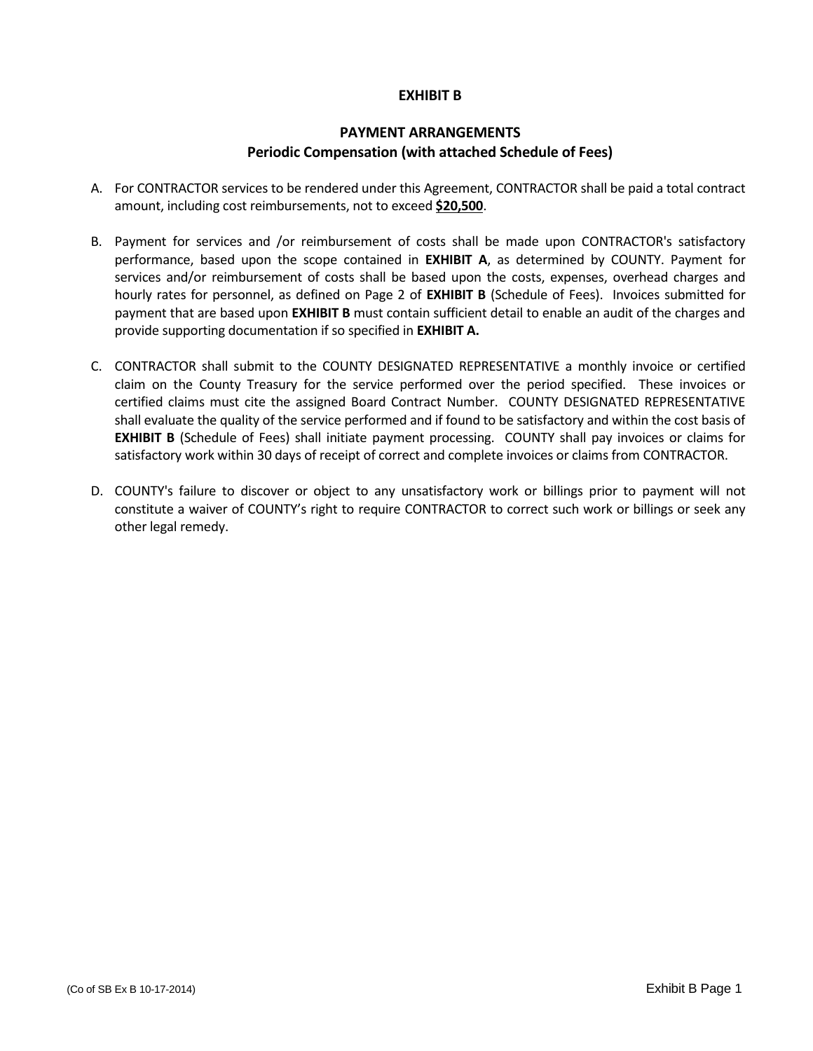# EXHIBIT B

## PAYMENT ARRANGEMENTS
### Periodic Compensation (with attached Schedule of Fees)

A. For CONTRACTOR services to be rendered under this Agreement, CONTRACTOR shall be paid a total contract amount, including cost reimbursements, not to exceed **$20,500**.

B. Payment for services and /or reimbursement of costs shall be made upon CONTRACTOR's satisfactory performance, based upon the scope contained in **EXHIBIT A**, as determined by COUNTY. Payment for services and/or reimbursement of costs shall be based upon the costs, expenses, overhead charges and hourly rates for personnel, as defined on Page 2 of **EXHIBIT B** (Schedule of Fees). Invoices submitted for payment that are based upon **EXHIBIT B** must contain sufficient detail to enable an audit of the charges and provide supporting documentation if so specified in **EXHIBIT A.**

C. CONTRACTOR shall submit to the COUNTY DESIGNATED REPRESENTATIVE a monthly invoice or certified claim on the County Treasury for the service performed over the period specified. These invoices or certified claims must cite the assigned Board Contract Number. COUNTY DESIGNATED REPRESENTATIVE shall evaluate the quality of the service performed and if found to be satisfactory and within the cost basis of **EXHIBIT B** (Schedule of Fees) shall initiate payment processing. COUNTY shall pay invoices or claims for satisfactory work within 30 days of receipt of correct and complete invoices or claims from CONTRACTOR.

D. COUNTY's failure to discover or object to any unsatisfactory work or billings prior to payment will not constitute a waiver of COUNTY's right to require CONTRACTOR to correct such work or billings or seek any other legal remedy.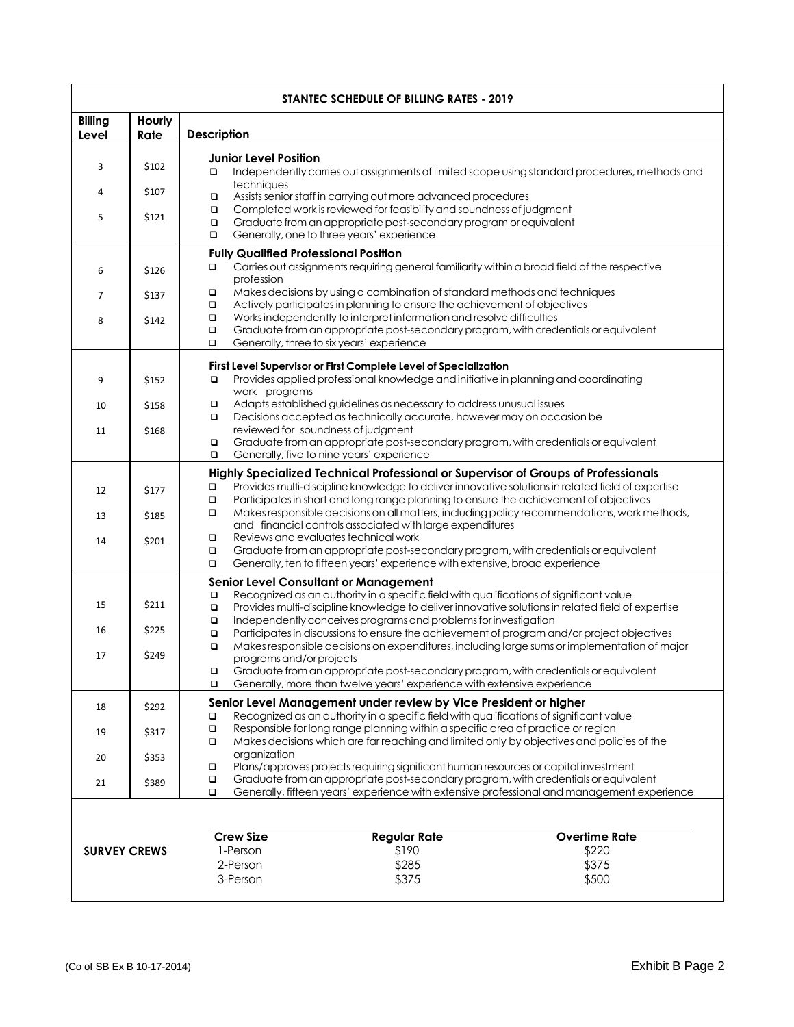## STANTEC SCHEDULE OF BILLING RATES - 2019

| Billing Level | Hourly Rate | Description |
|---|---|---|
| 3<br>4<br>5 | \$102<br>\$107<br>\$121 | **Junior Level Position**<br>❑ Independently carries out assignments of limited scope using standard procedures, methods and techniques<br>❑ Assists senior staff in carrying out more advanced procedures<br>❑ Completed work is reviewed for feasibility and soundness of judgment<br>❑ Graduate from an appropriate post-secondary program or equivalent<br>❑ Generally, one to three years' experience |
| 6<br>7<br>8 | \$126<br>\$137<br>\$142 | **Fully Qualified Professional Position**<br>❑ Carries out assignments requiring general familiarity within a broad field of the respective profession<br>❑ Makes decisions by using a combination of standard methods and techniques<br>❑ Actively participates in planning to ensure the achievement of objectives<br>❑ Works independently to interpret information and resolve difficulties<br>❑ Graduate from an appropriate post-secondary program, with credentials or equivalent<br>❑ Generally, three to six years' experience |
| 9<br>10<br>11 | \$152<br>\$158<br>\$168 | **First Level Supervisor or First Complete Level of Specialization**<br>❑ Provides applied professional knowledge and initiative in planning and coordinating work programs<br>❑ Adapts established guidelines as necessary to address unusual issues<br>❑ Decisions accepted as technically accurate, however may on occasion be reviewed for soundness of judgment<br>❑ Graduate from an appropriate post-secondary program, with credentials or equivalent<br>❑ Generally, five to nine years' experience |
| 12<br>13<br>14 | \$177<br>\$185<br>\$201 | **Highly Specialized Technical Professional or Supervisor of Groups of Professionals**<br>❑ Provides multi-discipline knowledge to deliver innovative solutions in related field of expertise<br>❑ Participates in short and long range planning to ensure the achievement of objectives<br>❑ Makes responsible decisions on all matters, including policy recommendations, work methods, and financial controls associated with large expenditures<br>❑ Reviews and evaluates technical work<br>❑ Graduate from an appropriate post-secondary program, with credentials or equivalent<br>❑ Generally, ten to fifteen years' experience with extensive, broad experience |
| 15<br>16<br>17 | \$211<br>\$225<br>\$249 | **Senior Level Consultant or Management**<br>❑ Recognized as an authority in a specific field with qualifications of significant value<br>❑ Provides multi-discipline knowledge to deliver innovative solutions in related field of expertise<br>❑ Independently conceives programs and problems for investigation<br>❑ Participates in discussions to ensure the achievement of program and/or project objectives<br>❑ Makes responsible decisions on expenditures, including large sums or implementation of major programs and/or projects<br>❑ Graduate from an appropriate post-secondary program, with credentials or equivalent<br>❑ Generally, more than twelve years' experience with extensive experience |
| 18<br>19<br>20<br>21 | \$292<br>\$317<br>\$353<br>\$389 | **Senior Level Management under review by Vice President or higher**<br>❑ Recognized as an authority in a specific field with qualifications of significant value<br>❑ Responsible for long range planning within a specific area of practice or region<br>❑ Makes decisions which are far reaching and limited only by objectives and policies of the organization<br>❑ Plans/approves projects requiring significant human resources or capital investment<br>❑ Graduate from an appropriate post-secondary program, with credentials or equivalent<br>❑ Generally, fifteen years' experience with extensive professional and management experience |

**SURVEY CREWS**

| Crew Size | Regular Rate | Overtime Rate |
|---|---|---|
| 1-Person | \$190 | \$220 |
| 2-Person | \$285 | \$375 |
| 3-Person | \$375 | \$500 |

(Co of SB Ex B 10-17-2014) Exhibit B Page 2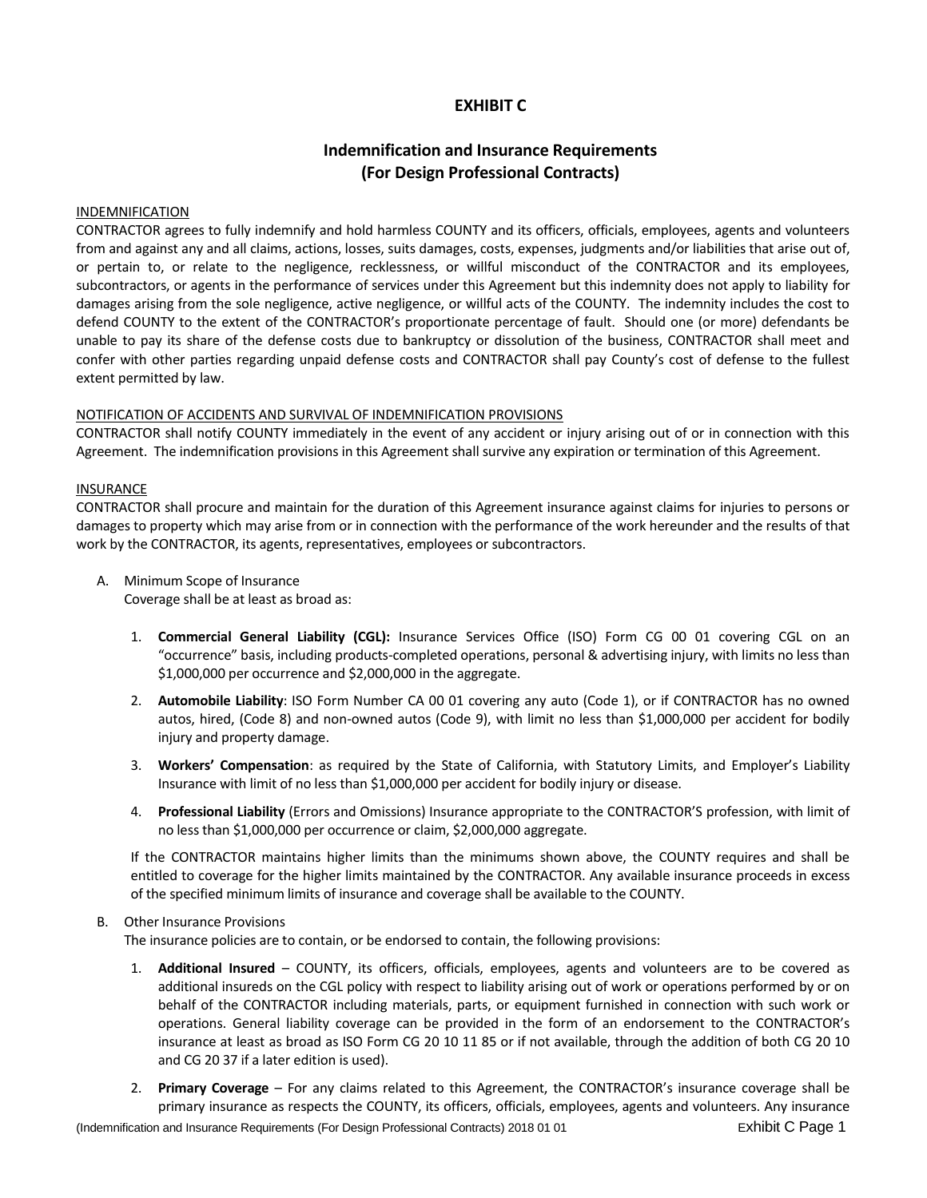# EXHIBIT C

## Indemnification and Insurance Requirements (For Design Professional Contracts)

INDEMNIFICATION

CONTRACTOR agrees to fully indemnify and hold harmless COUNTY and its officers, officials, employees, agents and volunteers from and against any and all claims, actions, losses, suits damages, costs, expenses, judgments and/or liabilities that arise out of, or pertain to, or relate to the negligence, recklessness, or willful misconduct of the CONTRACTOR and its employees, subcontractors, or agents in the performance of services under this Agreement but this indemnity does not apply to liability for damages arising from the sole negligence, active negligence, or willful acts of the COUNTY. The indemnity includes the cost to defend COUNTY to the extent of the CONTRACTOR's proportionate percentage of fault. Should one (or more) defendants be unable to pay its share of the defense costs due to bankruptcy or dissolution of the business, CONTRACTOR shall meet and confer with other parties regarding unpaid defense costs and CONTRACTOR shall pay County's cost of defense to the fullest extent permitted by law.

NOTIFICATION OF ACCIDENTS AND SURVIVAL OF INDEMNIFICATION PROVISIONS

CONTRACTOR shall notify COUNTY immediately in the event of any accident or injury arising out of or in connection with this Agreement. The indemnification provisions in this Agreement shall survive any expiration or termination of this Agreement.

INSURANCE

CONTRACTOR shall procure and maintain for the duration of this Agreement insurance against claims for injuries to persons or damages to property which may arise from or in connection with the performance of the work hereunder and the results of that work by the CONTRACTOR, its agents, representatives, employees or subcontractors.

A. Minimum Scope of Insurance

   Coverage shall be at least as broad as:

   1. **Commercial General Liability (CGL):** Insurance Services Office (ISO) Form CG 00 01 covering CGL on an "occurrence" basis, including products-completed operations, personal & advertising injury, with limits no less than $1,000,000 per occurrence and $2,000,000 in the aggregate.
   2. **Automobile Liability**: ISO Form Number CA 00 01 covering any auto (Code 1), or if CONTRACTOR has no owned autos, hired, (Code 8) and non-owned autos (Code 9), with limit no less than $1,000,000 per accident for bodily injury and property damage.
   3. **Workers' Compensation**: as required by the State of California, with Statutory Limits, and Employer's Liability Insurance with limit of no less than $1,000,000 per accident for bodily injury or disease.
   4. **Professional Liability** (Errors and Omissions) Insurance appropriate to the CONTRACTOR'S profession, with limit of no less than $1,000,000 per occurrence or claim, $2,000,000 aggregate.

   If the CONTRACTOR maintains higher limits than the minimums shown above, the COUNTY requires and shall be entitled to coverage for the higher limits maintained by the CONTRACTOR. Any available insurance proceeds in excess of the specified minimum limits of insurance and coverage shall be available to the COUNTY.

B. Other Insurance Provisions

   The insurance policies are to contain, or be endorsed to contain, the following provisions:

   1. **Additional Insured** – COUNTY, its officers, officials, employees, agents and volunteers are to be covered as additional insureds on the CGL policy with respect to liability arising out of work or operations performed by or on behalf of the CONTRACTOR including materials, parts, or equipment furnished in connection with such work or operations. General liability coverage can be provided in the form of an endorsement to the CONTRACTOR's insurance at least as broad as ISO Form CG 20 10 11 85 or if not available, through the addition of both CG 20 10 and CG 20 37 if a later edition is used).
   2. **Primary Coverage** – For any claims related to this Agreement, the CONTRACTOR's insurance coverage shall be primary insurance as respects the COUNTY, its officers, officials, employees, agents and volunteers. Any insurance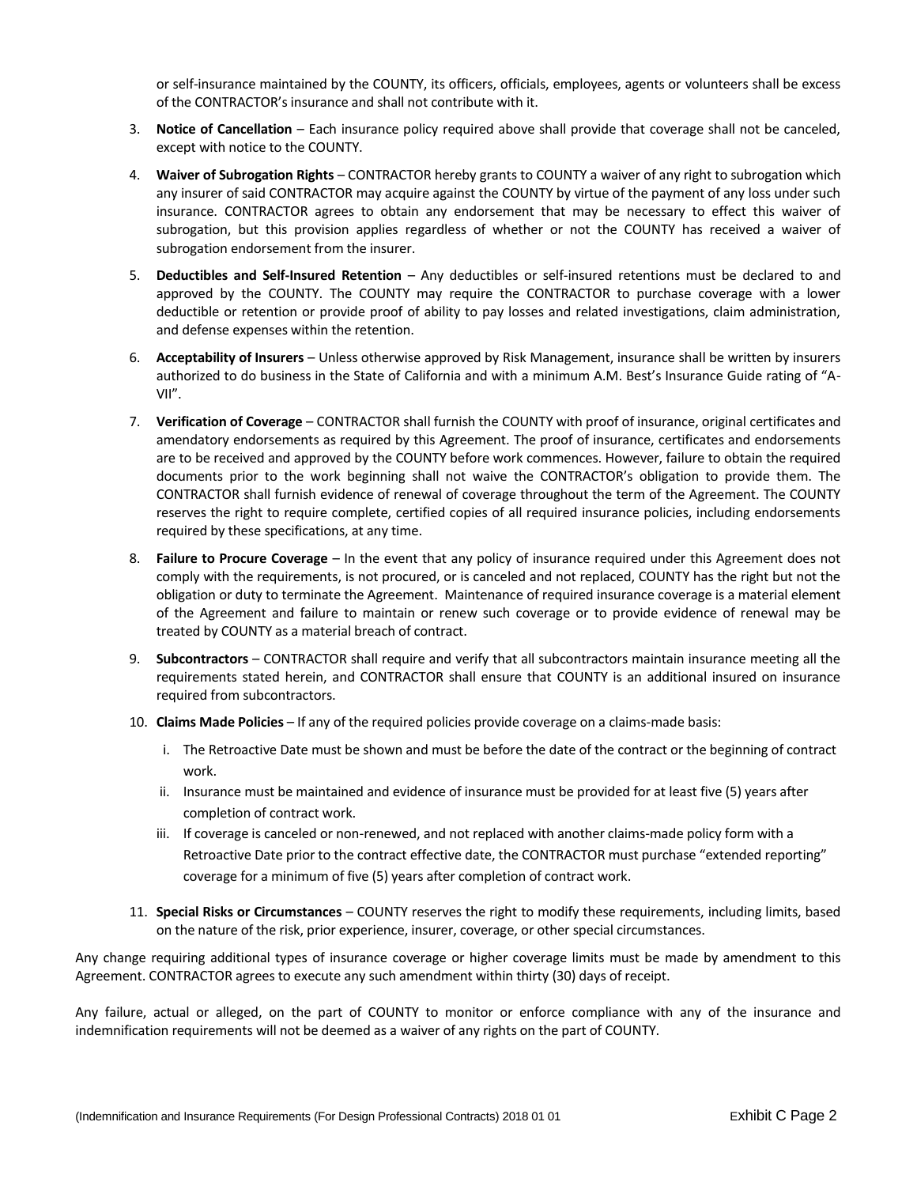or self-insurance maintained by the COUNTY, its officers, officials, employees, agents or volunteers shall be excess of the CONTRACTOR's insurance and shall not contribute with it.

3. **Notice of Cancellation** – Each insurance policy required above shall provide that coverage shall not be canceled, except with notice to the COUNTY.
4. **Waiver of Subrogation Rights** – CONTRACTOR hereby grants to COUNTY a waiver of any right to subrogation which any insurer of said CONTRACTOR may acquire against the COUNTY by virtue of the payment of any loss under such insurance. CONTRACTOR agrees to obtain any endorsement that may be necessary to effect this waiver of subrogation, but this provision applies regardless of whether or not the COUNTY has received a waiver of subrogation endorsement from the insurer.
5. **Deductibles and Self-Insured Retention** – Any deductibles or self-insured retentions must be declared to and approved by the COUNTY. The COUNTY may require the CONTRACTOR to purchase coverage with a lower deductible or retention or provide proof of ability to pay losses and related investigations, claim administration, and defense expenses within the retention.
6. **Acceptability of Insurers** – Unless otherwise approved by Risk Management, insurance shall be written by insurers authorized to do business in the State of California and with a minimum A.M. Best's Insurance Guide rating of "A-VII".
7. **Verification of Coverage** – CONTRACTOR shall furnish the COUNTY with proof of insurance, original certificates and amendatory endorsements as required by this Agreement. The proof of insurance, certificates and endorsements are to be received and approved by the COUNTY before work commences. However, failure to obtain the required documents prior to the work beginning shall not waive the CONTRACTOR's obligation to provide them. The CONTRACTOR shall furnish evidence of renewal of coverage throughout the term of the Agreement. The COUNTY reserves the right to require complete, certified copies of all required insurance policies, including endorsements required by these specifications, at any time.
8. **Failure to Procure Coverage** – In the event that any policy of insurance required under this Agreement does not comply with the requirements, is not procured, or is canceled and not replaced, COUNTY has the right but not the obligation or duty to terminate the Agreement. Maintenance of required insurance coverage is a material element of the Agreement and failure to maintain or renew such coverage or to provide evidence of renewal may be treated by COUNTY as a material breach of contract.
9. **Subcontractors** – CONTRACTOR shall require and verify that all subcontractors maintain insurance meeting all the requirements stated herein, and CONTRACTOR shall ensure that COUNTY is an additional insured on insurance required from subcontractors.
10. **Claims Made Policies** – If any of the required policies provide coverage on a claims-made basis:
    i. The Retroactive Date must be shown and must be before the date of the contract or the beginning of contract work.
    ii. Insurance must be maintained and evidence of insurance must be provided for at least five (5) years after completion of contract work.
    iii. If coverage is canceled or non-renewed, and not replaced with another claims-made policy form with a Retroactive Date prior to the contract effective date, the CONTRACTOR must purchase "extended reporting" coverage for a minimum of five (5) years after completion of contract work.
11. **Special Risks or Circumstances** – COUNTY reserves the right to modify these requirements, including limits, based on the nature of the risk, prior experience, insurer, coverage, or other special circumstances.

Any change requiring additional types of insurance coverage or higher coverage limits must be made by amendment to this Agreement. CONTRACTOR agrees to execute any such amendment within thirty (30) days of receipt.

Any failure, actual or alleged, on the part of COUNTY to monitor or enforce compliance with any of the insurance and indemnification requirements will not be deemed as a waiver of any rights on the part of COUNTY.